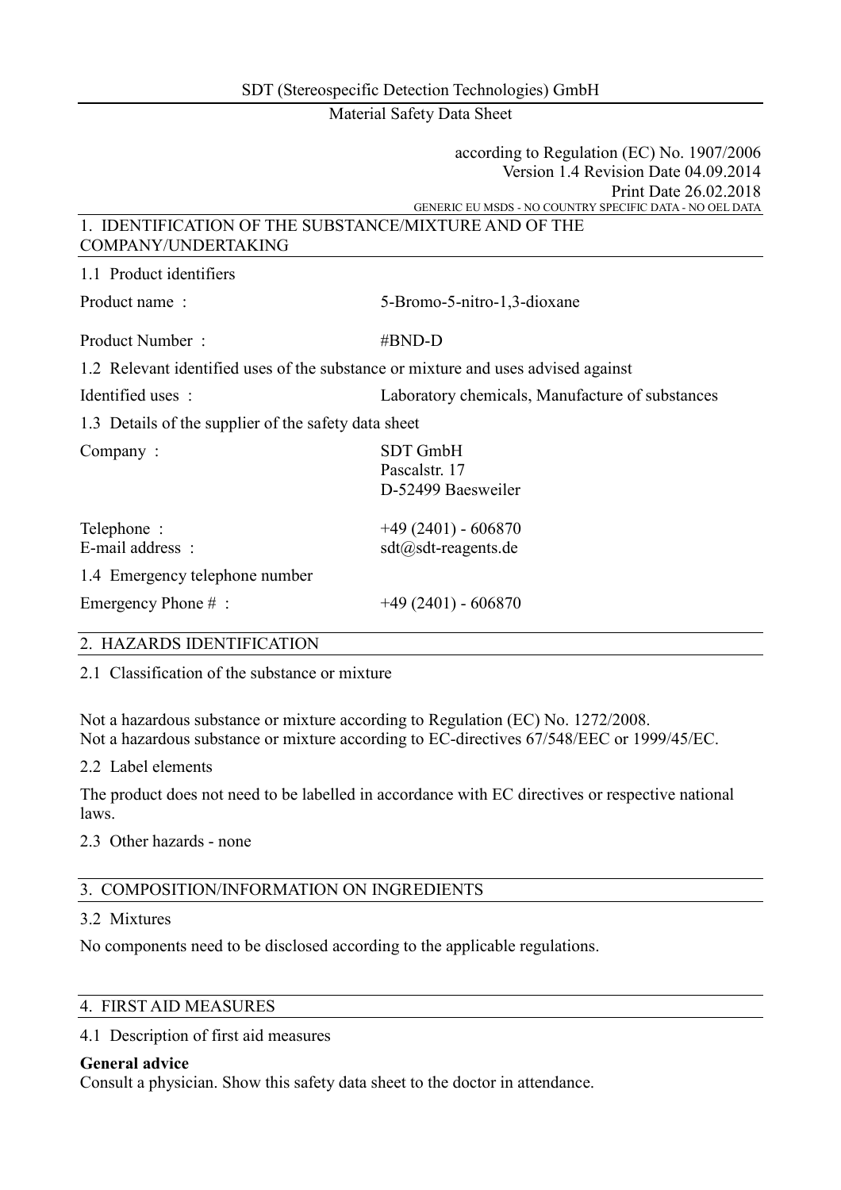SDT (Stereospecific Detection Technologies) GmbH

Material Safety Data Sheet

according to Regulation (EC) No. 1907/2006
Version 1.4 Revision Date 04.09.2014
Print Date 26.02.2018
GENERIC EU MSDS - NO COUNTRY SPECIFIC DATA - NO OEL DATA

## 1. IDENTIFICATION OF THE SUBSTANCE/MIXTURE AND OF THE COMPANY/UNDERTAKING

### 1.1 Product identifiers

| | |
|---|---|
| Product name : | 5-Bromo-5-nitro-1,3-dioxane |
| Product Number : | #BND-D |

### 1.2 Relevant identified uses of the substance or mixture and uses advised against

| | |
|---|---|
| Identified uses : | Laboratory chemicals, Manufacture of substances |

### 1.3 Details of the supplier of the safety data sheet

| | |
|---|---|
| Company : | SDT GmbH<br>Pascalstr. 17<br>D-52499 Baesweiler |
| Telephone : | +49 (2401) - 606870 |
| E-mail address : | sdt@sdt-reagents.de |

### 1.4 Emergency telephone number

| | |
|---|---|
| Emergency Phone # : | +49 (2401) - 606870 |

## 2. HAZARDS IDENTIFICATION

### 2.1 Classification of the substance or mixture

Not a hazardous substance or mixture according to Regulation (EC) No. 1272/2008.
Not a hazardous substance or mixture according to EC-directives 67/548/EEC or 1999/45/EC.

### 2.2 Label elements

The product does not need to be labelled in accordance with EC directives or respective national laws.

### 2.3 Other hazards - none

## 3. COMPOSITION/INFORMATION ON INGREDIENTS

### 3.2 Mixtures

No components need to be disclosed according to the applicable regulations.

## 4. FIRST AID MEASURES

### 4.1 Description of first aid measures

**General advice**
Consult a physician. Show this safety data sheet to the doctor in attendance.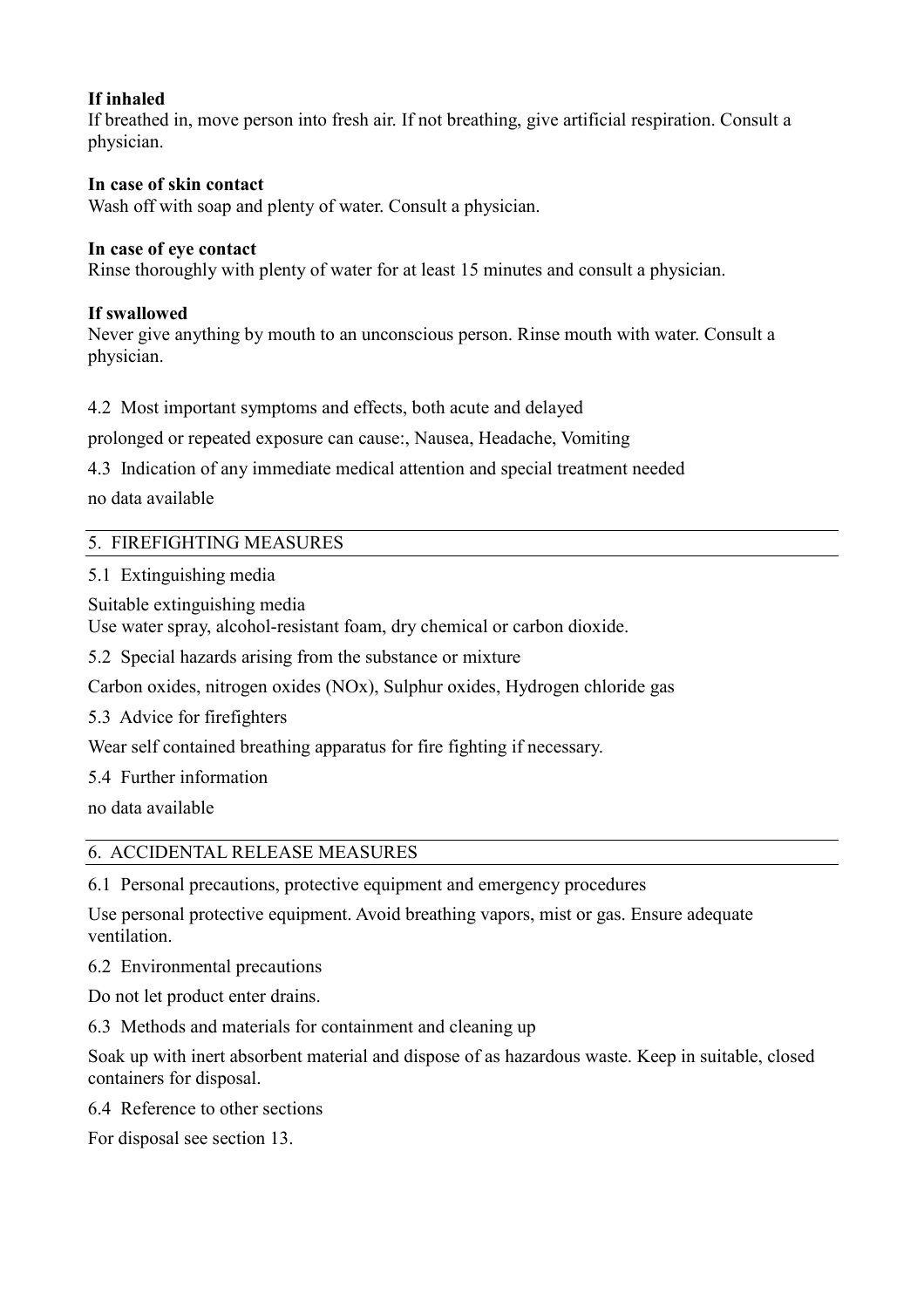**If inhaled**
If breathed in, move person into fresh air. If not breathing, give artificial respiration. Consult a physician.

**In case of skin contact**
Wash off with soap and plenty of water. Consult a physician.

**In case of eye contact**
Rinse thoroughly with plenty of water for at least 15 minutes and consult a physician.

**If swallowed**
Never give anything by mouth to an unconscious person. Rinse mouth with water. Consult a physician.

4.2 Most important symptoms and effects, both acute and delayed

prolonged or repeated exposure can cause:, Nausea, Headache, Vomiting

4.3 Indication of any immediate medical attention and special treatment needed

no data available

## 5. FIREFIGHTING MEASURES

5.1 Extinguishing media

Suitable extinguishing media
Use water spray, alcohol-resistant foam, dry chemical or carbon dioxide.

5.2 Special hazards arising from the substance or mixture

Carbon oxides, nitrogen oxides (NOx), Sulphur oxides, Hydrogen chloride gas

5.3 Advice for firefighters

Wear self contained breathing apparatus for fire fighting if necessary.

5.4 Further information

no data available

## 6. ACCIDENTAL RELEASE MEASURES

6.1 Personal precautions, protective equipment and emergency procedures

Use personal protective equipment. Avoid breathing vapors, mist or gas. Ensure adequate ventilation.

6.2 Environmental precautions

Do not let product enter drains.

6.3 Methods and materials for containment and cleaning up

Soak up with inert absorbent material and dispose of as hazardous waste. Keep in suitable, closed containers for disposal.

6.4 Reference to other sections

For disposal see section 13.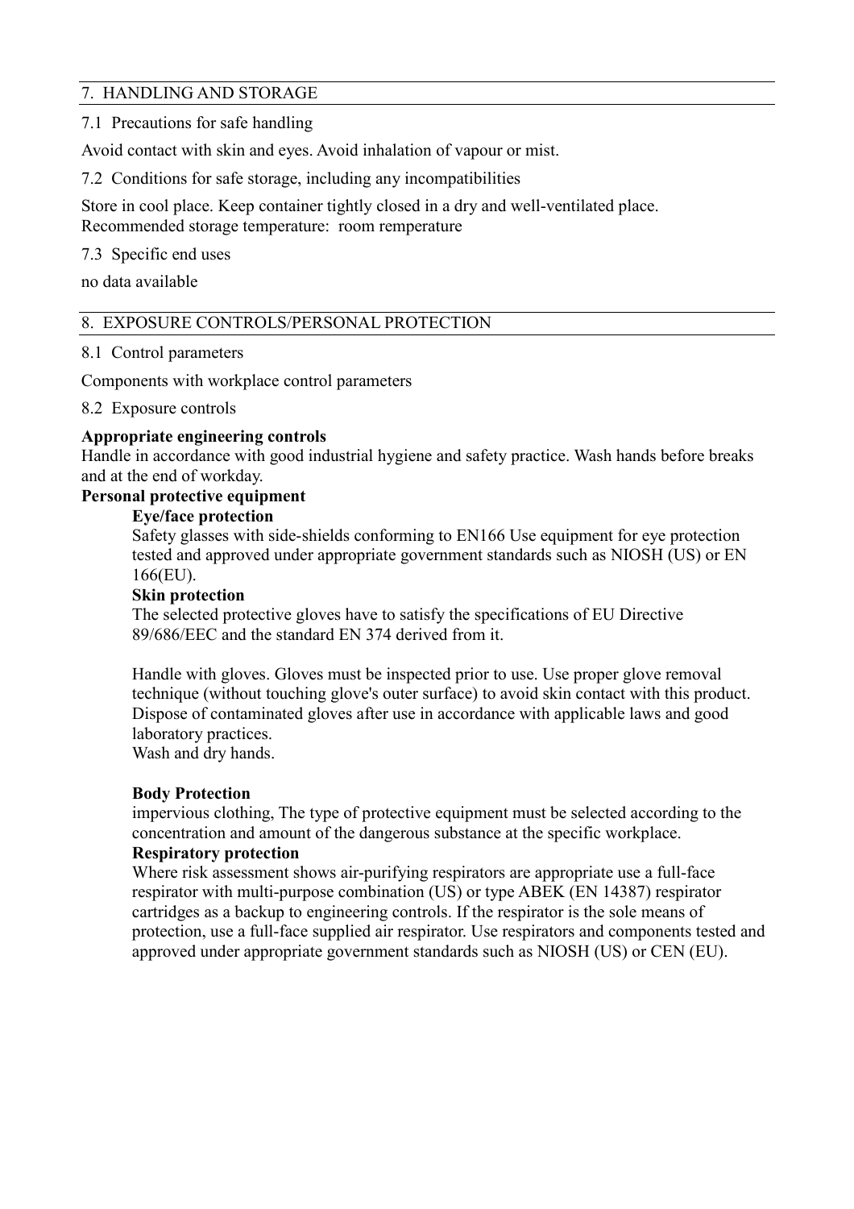## 7. HANDLING AND STORAGE

7.1 Precautions for safe handling

Avoid contact with skin and eyes. Avoid inhalation of vapour or mist.

7.2 Conditions for safe storage, including any incompatibilities

Store in cool place. Keep container tightly closed in a dry and well-ventilated place.
Recommended storage temperature: room remperature

7.3 Specific end uses

no data available

## 8. EXPOSURE CONTROLS/PERSONAL PROTECTION

8.1 Control parameters

Components with workplace control parameters

8.2 Exposure controls

**Appropriate engineering controls**
Handle in accordance with good industrial hygiene and safety practice. Wash hands before breaks and at the end of workday.

**Personal protective equipment**

**Eye/face protection**
Safety glasses with side-shields conforming to EN166 Use equipment for eye protection tested and approved under appropriate government standards such as NIOSH (US) or EN 166(EU).

**Skin protection**
The selected protective gloves have to satisfy the specifications of EU Directive 89/686/EEC and the standard EN 374 derived from it.

Handle with gloves. Gloves must be inspected prior to use. Use proper glove removal technique (without touching glove's outer surface) to avoid skin contact with this product. Dispose of contaminated gloves after use in accordance with applicable laws and good laboratory practices.
Wash and dry hands.

**Body Protection**
impervious clothing, The type of protective equipment must be selected according to the concentration and amount of the dangerous substance at the specific workplace.

**Respiratory protection**
Where risk assessment shows air-purifying respirators are appropriate use a full-face respirator with multi-purpose combination (US) or type ABEK (EN 14387) respirator cartridges as a backup to engineering controls. If the respirator is the sole means of protection, use a full-face supplied air respirator. Use respirators and components tested and approved under appropriate government standards such as NIOSH (US) or CEN (EU).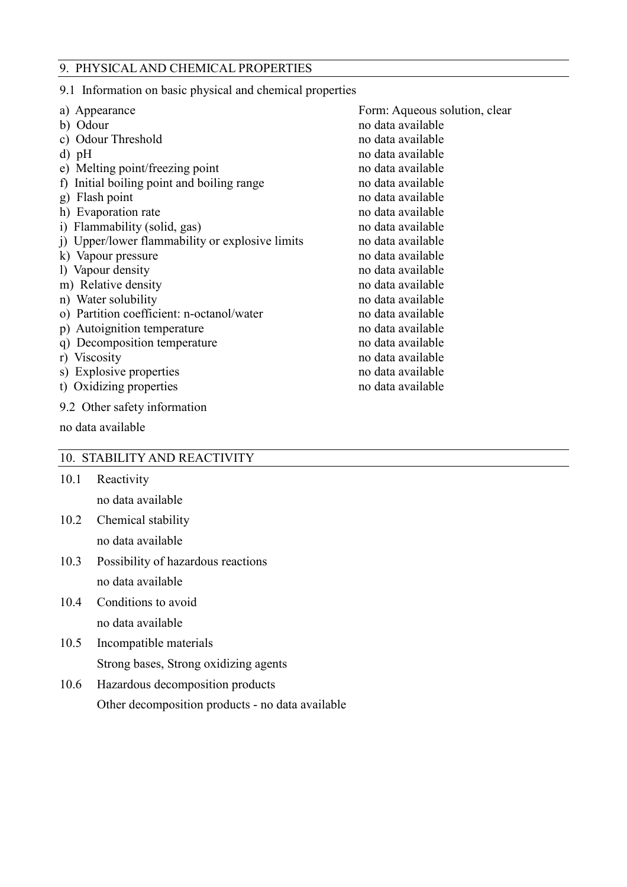## 9. PHYSICAL AND CHEMICAL PROPERTIES

9.1 Information on basic physical and chemical properties

| | |
|---|---|
| a) Appearance | Form: Aqueous solution, clear |
| b) Odour | no data available |
| c) Odour Threshold | no data available |
| d) pH | no data available |
| e) Melting point/freezing point | no data available |
| f) Initial boiling point and boiling range | no data available |
| g) Flash point | no data available |
| h) Evaporation rate | no data available |
| i) Flammability (solid, gas) | no data available |
| j) Upper/lower flammability or explosive limits | no data available |
| k) Vapour pressure | no data available |
| l) Vapour density | no data available |
| m) Relative density | no data available |
| n) Water solubility | no data available |
| o) Partition coefficient: n-octanol/water | no data available |
| p) Autoignition temperature | no data available |
| q) Decomposition temperature | no data available |
| r) Viscosity | no data available |
| s) Explosive properties | no data available |
| t) Oxidizing properties | no data available |

9.2 Other safety information

no data available

## 10. STABILITY AND REACTIVITY

10.1 Reactivity

no data available

10.2 Chemical stability

no data available

10.3 Possibility of hazardous reactions

no data available

10.4 Conditions to avoid

no data available

10.5 Incompatible materials

Strong bases, Strong oxidizing agents

10.6 Hazardous decomposition products

Other decomposition products - no data available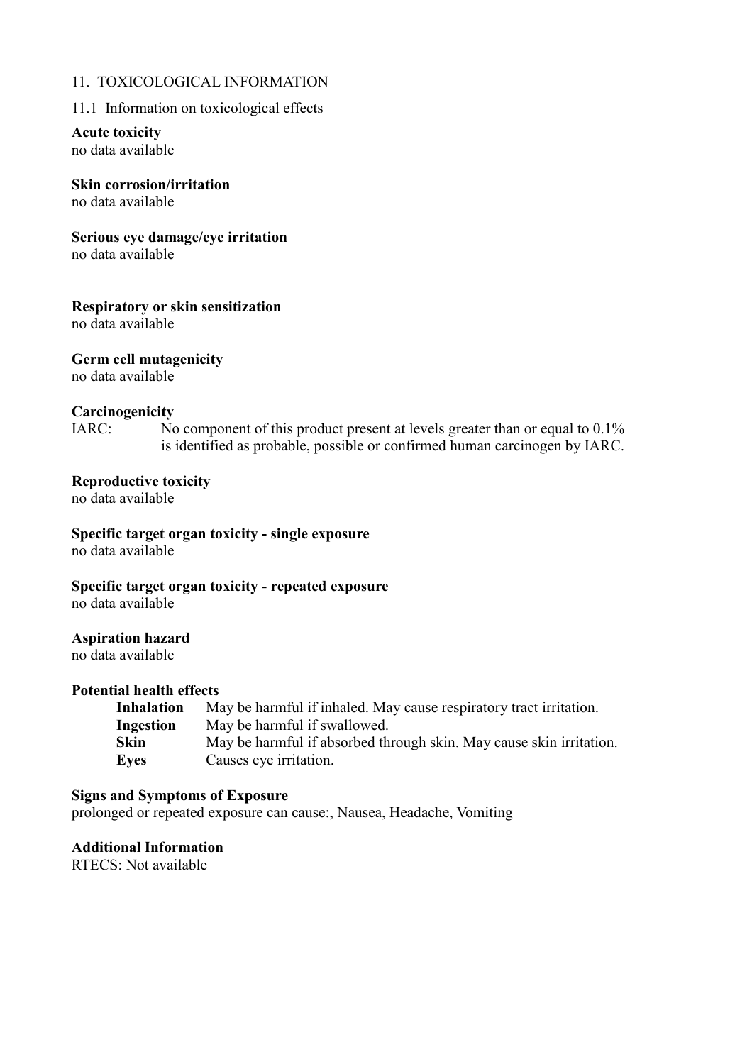## 11. TOXICOLOGICAL INFORMATION

11.1 Information on toxicological effects

**Acute toxicity**
no data available

**Skin corrosion/irritation**
no data available

**Serious eye damage/eye irritation**
no data available

**Respiratory or skin sensitization**
no data available

**Germ cell mutagenicity**
no data available

**Carcinogenicity**
IARC: No component of this product present at levels greater than or equal to 0.1% is identified as probable, possible or confirmed human carcinogen by IARC.

**Reproductive toxicity**
no data available

**Specific target organ toxicity - single exposure**
no data available

**Specific target organ toxicity - repeated exposure**
no data available

**Aspiration hazard**
no data available

**Potential health effects**

| | |
|---|---|
| **Inhalation** | May be harmful if inhaled. May cause respiratory tract irritation. |
| **Ingestion** | May be harmful if swallowed. |
| **Skin** | May be harmful if absorbed through skin. May cause skin irritation. |
| **Eyes** | Causes eye irritation. |

**Signs and Symptoms of Exposure**
prolonged or repeated exposure can cause:, Nausea, Headache, Vomiting

**Additional Information**
RTECS: Not available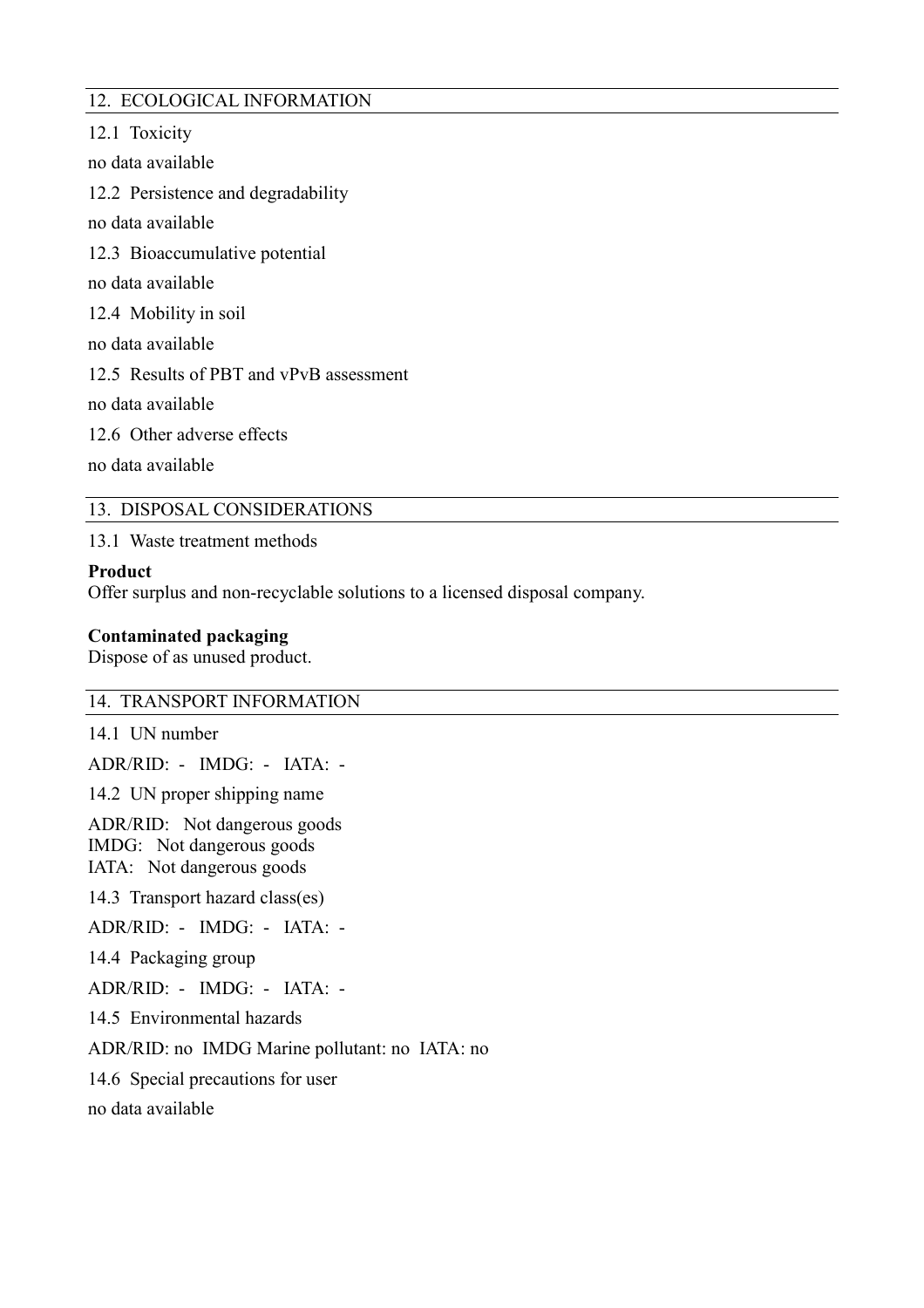## 12. ECOLOGICAL INFORMATION

12.1 Toxicity

no data available

12.2 Persistence and degradability

no data available

12.3 Bioaccumulative potential

no data available

12.4 Mobility in soil

no data available

12.5 Results of PBT and vPvB assessment

no data available

12.6 Other adverse effects

no data available

## 13. DISPOSAL CONSIDERATIONS

13.1 Waste treatment methods

**Product**
Offer surplus and non-recyclable solutions to a licensed disposal company.

**Contaminated packaging**
Dispose of as unused product.

## 14. TRANSPORT INFORMATION

14.1 UN number

ADR/RID: - IMDG: - IATA: -

14.2 UN proper shipping name

ADR/RID: Not dangerous goods
IMDG: Not dangerous goods
IATA: Not dangerous goods

14.3 Transport hazard class(es)

ADR/RID: - IMDG: - IATA: -

14.4 Packaging group

ADR/RID: - IMDG: - IATA: -

14.5 Environmental hazards

ADR/RID: no IMDG Marine pollutant: no IATA: no

14.6 Special precautions for user

no data available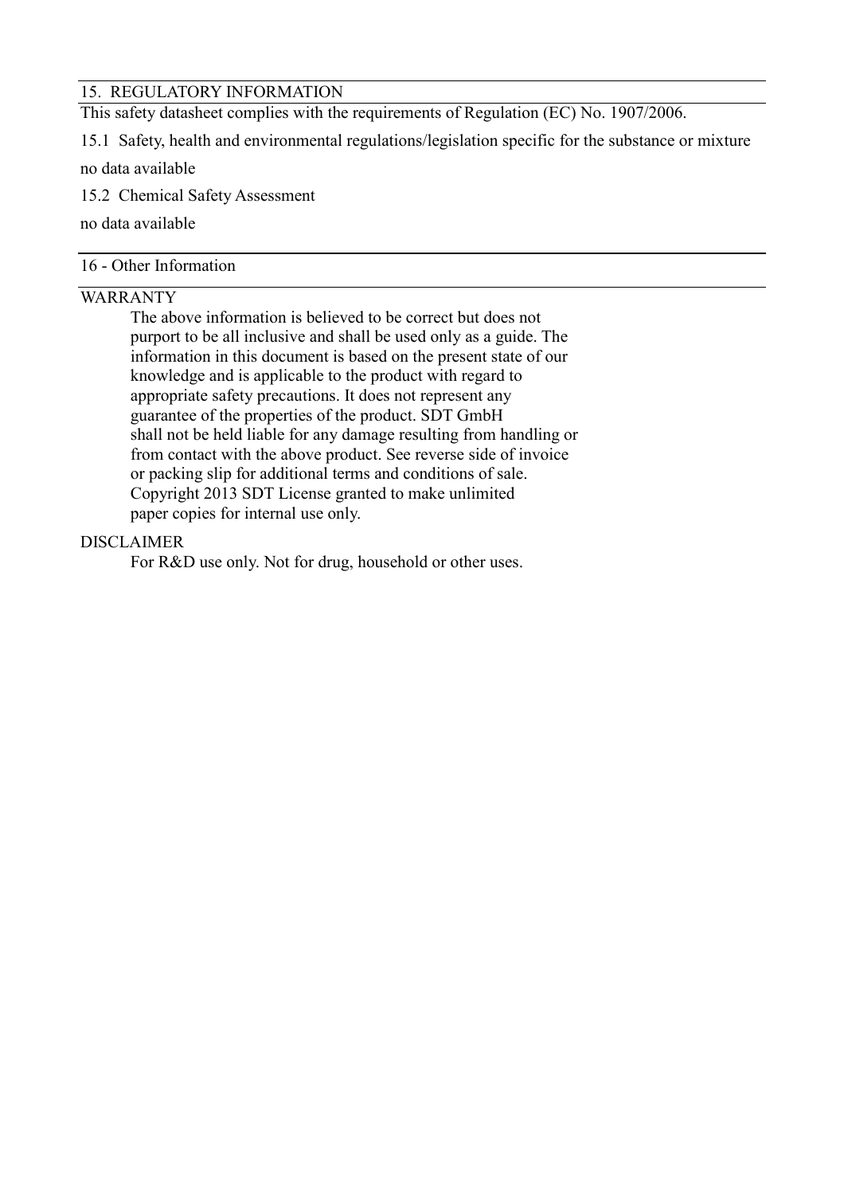## 15. REGULATORY INFORMATION

This safety datasheet complies with the requirements of Regulation (EC) No. 1907/2006.

15.1 Safety, health and environmental regulations/legislation specific for the substance or mixture

no data available

15.2 Chemical Safety Assessment

no data available

## 16 - Other Information

### WARRANTY

The above information is believed to be correct but does not purport to be all inclusive and shall be used only as a guide. The information in this document is based on the present state of our knowledge and is applicable to the product with regard to appropriate safety precautions. It does not represent any guarantee of the properties of the product. SDT GmbH shall not be held liable for any damage resulting from handling or from contact with the above product. See reverse side of invoice or packing slip for additional terms and conditions of sale. Copyright 2013 SDT License granted to make unlimited paper copies for internal use only.

### DISCLAIMER

For R&D use only. Not for drug, household or other uses.